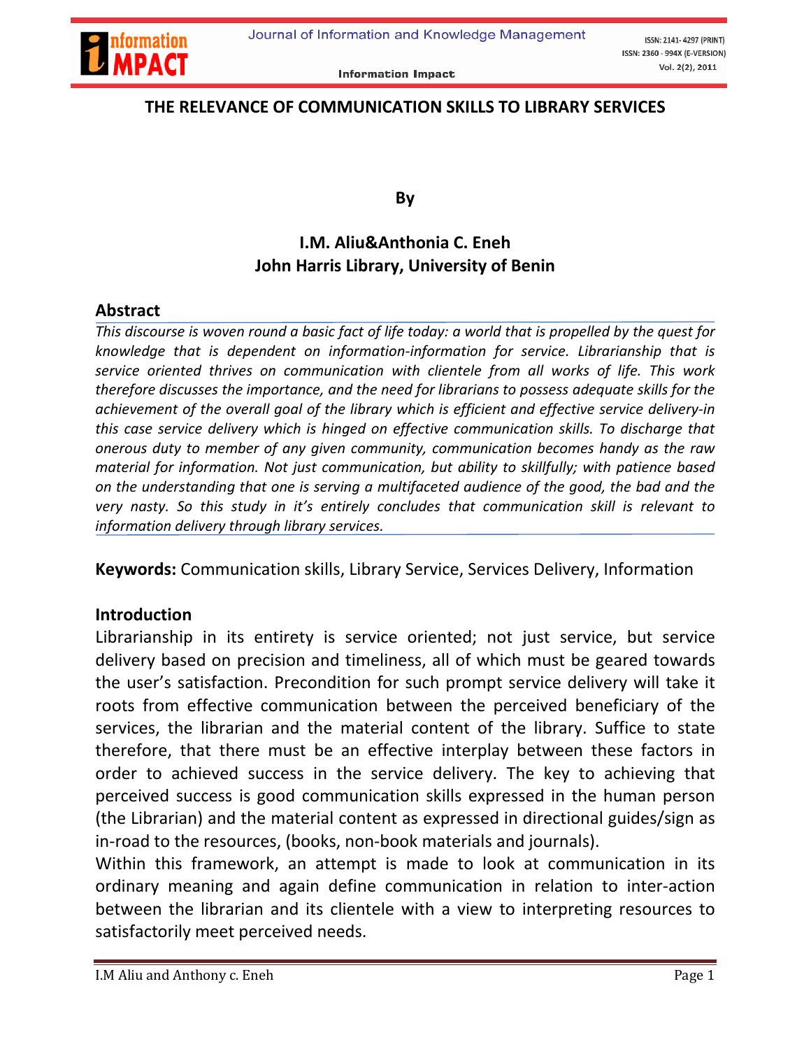# THE RELEVANCE OF COMMUNICATION SKILLS TO LIBRARY SERVICES

**By**

**I.M. Aliu&Anthonia C. Eneh**
**John Harris Library, University of Benin**

## Abstract

*This discourse is woven round a basic fact of life today: a world that is propelled by the quest for knowledge that is dependent on information-information for service. Librarianship that is service oriented thrives on communication with clientele from all works of life. This work therefore discusses the importance, and the need for librarians to possess adequate skills for the achievement of the overall goal of the library which is efficient and effective service delivery-in this case service delivery which is hinged on effective communication skills. To discharge that onerous duty to member of any given community, communication becomes handy as the raw material for information. Not just communication, but ability to skillfully; with patience based on the understanding that one is serving a multifaceted audience of the good, the bad and the very nasty. So this study in it's entirely concludes that communication skill is relevant to information delivery through library services.*

**Keywords:** Communication skills, Library Service, Services Delivery, Information

## Introduction

Librarianship in its entirety is service oriented; not just service, but service delivery based on precision and timeliness, all of which must be geared towards the user's satisfaction. Precondition for such prompt service delivery will take it roots from effective communication between the perceived beneficiary of the services, the librarian and the material content of the library. Suffice to state therefore, that there must be an effective interplay between these factors in order to achieved success in the service delivery. The key to achieving that perceived success is good communication skills expressed in the human person (the Librarian) and the material content as expressed in directional guides/sign as in-road to the resources, (books, non-book materials and journals).

Within this framework, an attempt is made to look at communication in its ordinary meaning and again define communication in relation to inter-action between the librarian and its clientele with a view to interpreting resources to satisfactorily meet perceived needs.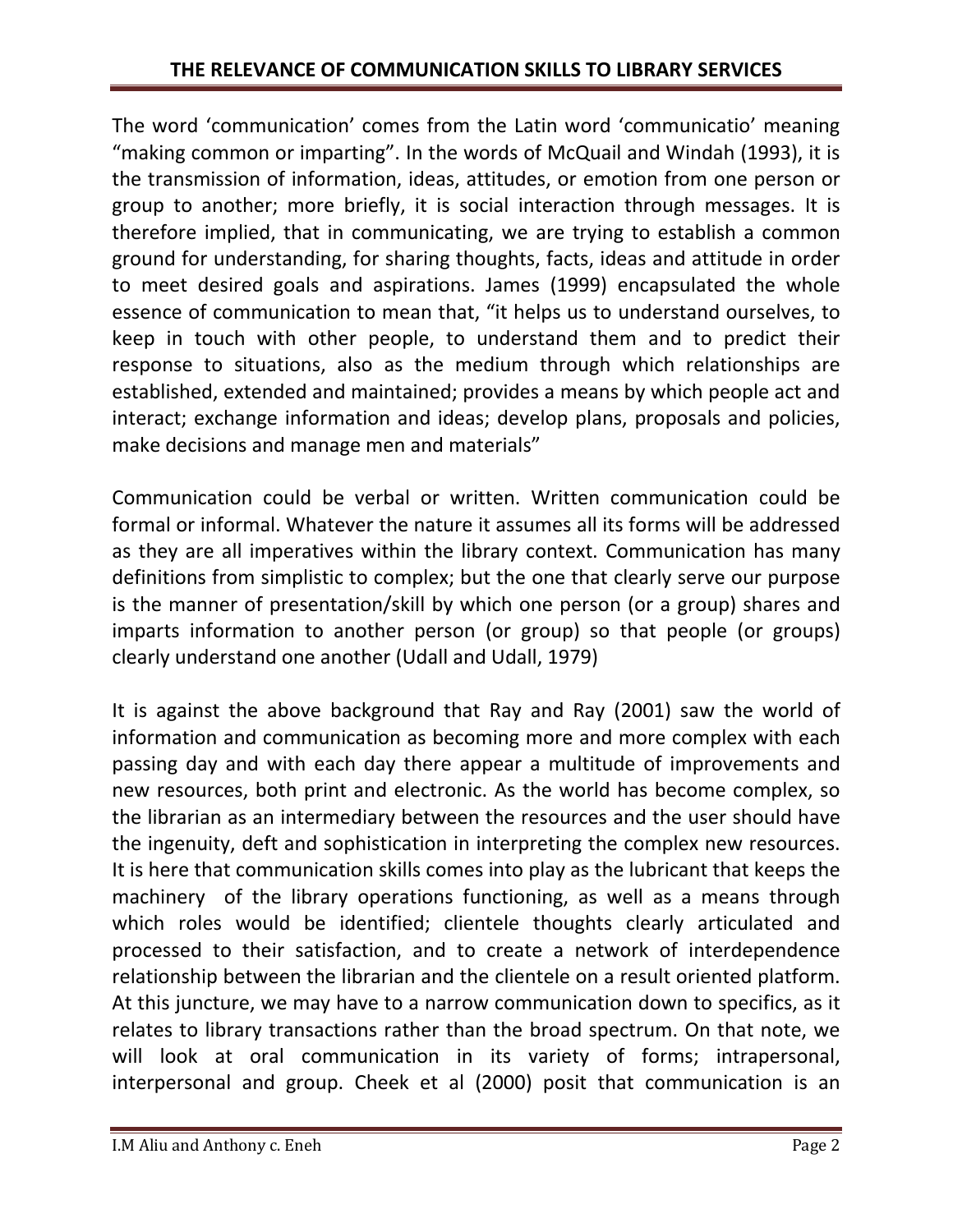The word 'communication' comes from the Latin word 'communicatio' meaning "making common or imparting". In the words of McQuail and Windah (1993), it is the transmission of information, ideas, attitudes, or emotion from one person or group to another; more briefly, it is social interaction through messages. It is therefore implied, that in communicating, we are trying to establish a common ground for understanding, for sharing thoughts, facts, ideas and attitude in order to meet desired goals and aspirations. James (1999) encapsulated the whole essence of communication to mean that, "it helps us to understand ourselves, to keep in touch with other people, to understand them and to predict their response to situations, also as the medium through which relationships are established, extended and maintained; provides a means by which people act and interact; exchange information and ideas; develop plans, proposals and policies, make decisions and manage men and materials"

Communication could be verbal or written. Written communication could be formal or informal. Whatever the nature it assumes all its forms will be addressed as they are all imperatives within the library context. Communication has many definitions from simplistic to complex; but the one that clearly serve our purpose is the manner of presentation/skill by which one person (or a group) shares and imparts information to another person (or group) so that people (or groups) clearly understand one another (Udall and Udall, 1979)

It is against the above background that Ray and Ray (2001) saw the world of information and communication as becoming more and more complex with each passing day and with each day there appear a multitude of improvements and new resources, both print and electronic. As the world has become complex, so the librarian as an intermediary between the resources and the user should have the ingenuity, deft and sophistication in interpreting the complex new resources. It is here that communication skills comes into play as the lubricant that keeps the machinery of the library operations functioning, as well as a means through which roles would be identified; clientele thoughts clearly articulated and processed to their satisfaction, and to create a network of interdependence relationship between the librarian and the clientele on a result oriented platform. At this juncture, we may have to a narrow communication down to specifics, as it relates to library transactions rather than the broad spectrum. On that note, we will look at oral communication in its variety of forms; intrapersonal, interpersonal and group. Cheek et al (2000) posit that communication is an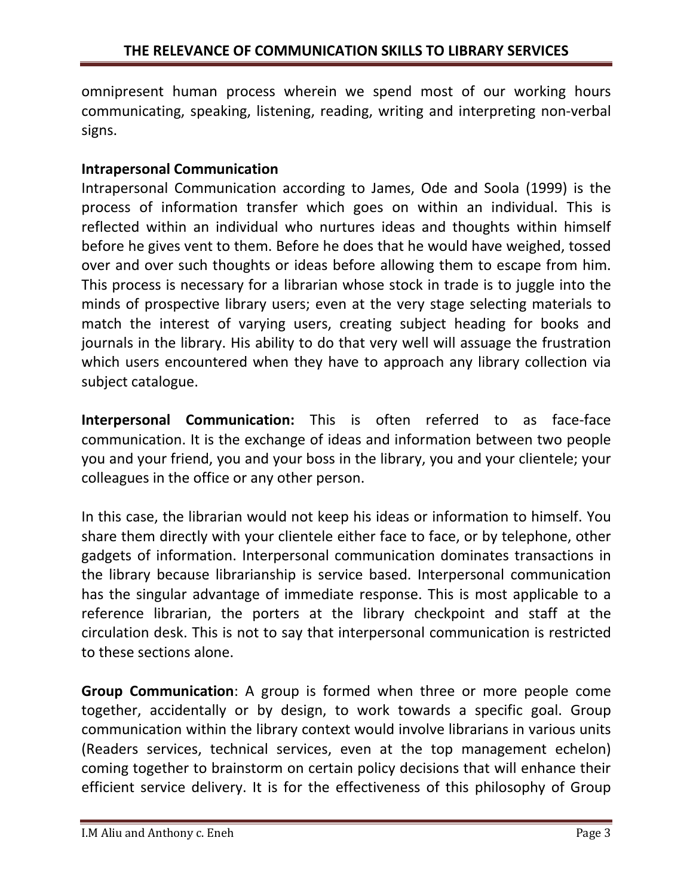omnipresent human process wherein we spend most of our working hours communicating, speaking, listening, reading, writing and interpreting non-verbal signs.

**Intrapersonal Communication**

Intrapersonal Communication according to James, Ode and Soola (1999) is the process of information transfer which goes on within an individual. This is reflected within an individual who nurtures ideas and thoughts within himself before he gives vent to them. Before he does that he would have weighed, tossed over and over such thoughts or ideas before allowing them to escape from him. This process is necessary for a librarian whose stock in trade is to juggle into the minds of prospective library users; even at the very stage selecting materials to match the interest of varying users, creating subject heading for books and journals in the library. His ability to do that very well will assuage the frustration which users encountered when they have to approach any library collection via subject catalogue.

**Interpersonal Communication:** This is often referred to as face-face communication. It is the exchange of ideas and information between two people you and your friend, you and your boss in the library, you and your clientele; your colleagues in the office or any other person.

In this case, the librarian would not keep his ideas or information to himself. You share them directly with your clientele either face to face, or by telephone, other gadgets of information. Interpersonal communication dominates transactions in the library because librarianship is service based. Interpersonal communication has the singular advantage of immediate response. This is most applicable to a reference librarian, the porters at the library checkpoint and staff at the circulation desk. This is not to say that interpersonal communication is restricted to these sections alone.

**Group Communication**: A group is formed when three or more people come together, accidentally or by design, to work towards a specific goal. Group communication within the library context would involve librarians in various units (Readers services, technical services, even at the top management echelon) coming together to brainstorm on certain policy decisions that will enhance their efficient service delivery. It is for the effectiveness of this philosophy of Group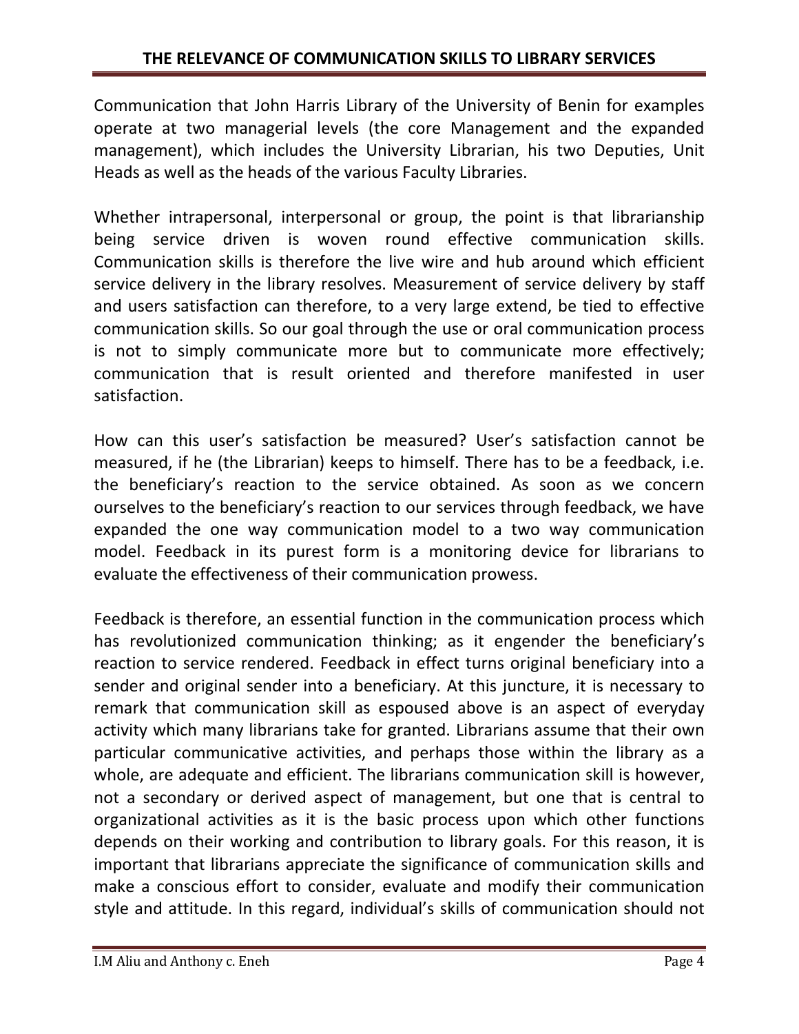Communication that John Harris Library of the University of Benin for examples operate at two managerial levels (the core Management and the expanded management), which includes the University Librarian, his two Deputies, Unit Heads as well as the heads of the various Faculty Libraries.

Whether intrapersonal, interpersonal or group, the point is that librarianship being service driven is woven round effective communication skills. Communication skills is therefore the live wire and hub around which efficient service delivery in the library resolves. Measurement of service delivery by staff and users satisfaction can therefore, to a very large extend, be tied to effective communication skills. So our goal through the use or oral communication process is not to simply communicate more but to communicate more effectively; communication that is result oriented and therefore manifested in user satisfaction.

How can this user's satisfaction be measured? User's satisfaction cannot be measured, if he (the Librarian) keeps to himself. There has to be a feedback, i.e. the beneficiary's reaction to the service obtained. As soon as we concern ourselves to the beneficiary's reaction to our services through feedback, we have expanded the one way communication model to a two way communication model. Feedback in its purest form is a monitoring device for librarians to evaluate the effectiveness of their communication prowess.

Feedback is therefore, an essential function in the communication process which has revolutionized communication thinking; as it engender the beneficiary's reaction to service rendered. Feedback in effect turns original beneficiary into a sender and original sender into a beneficiary. At this juncture, it is necessary to remark that communication skill as espoused above is an aspect of everyday activity which many librarians take for granted. Librarians assume that their own particular communicative activities, and perhaps those within the library as a whole, are adequate and efficient. The librarians communication skill is however, not a secondary or derived aspect of management, but one that is central to organizational activities as it is the basic process upon which other functions depends on their working and contribution to library goals. For this reason, it is important that librarians appreciate the significance of communication skills and make a conscious effort to consider, evaluate and modify their communication style and attitude. In this regard, individual's skills of communication should not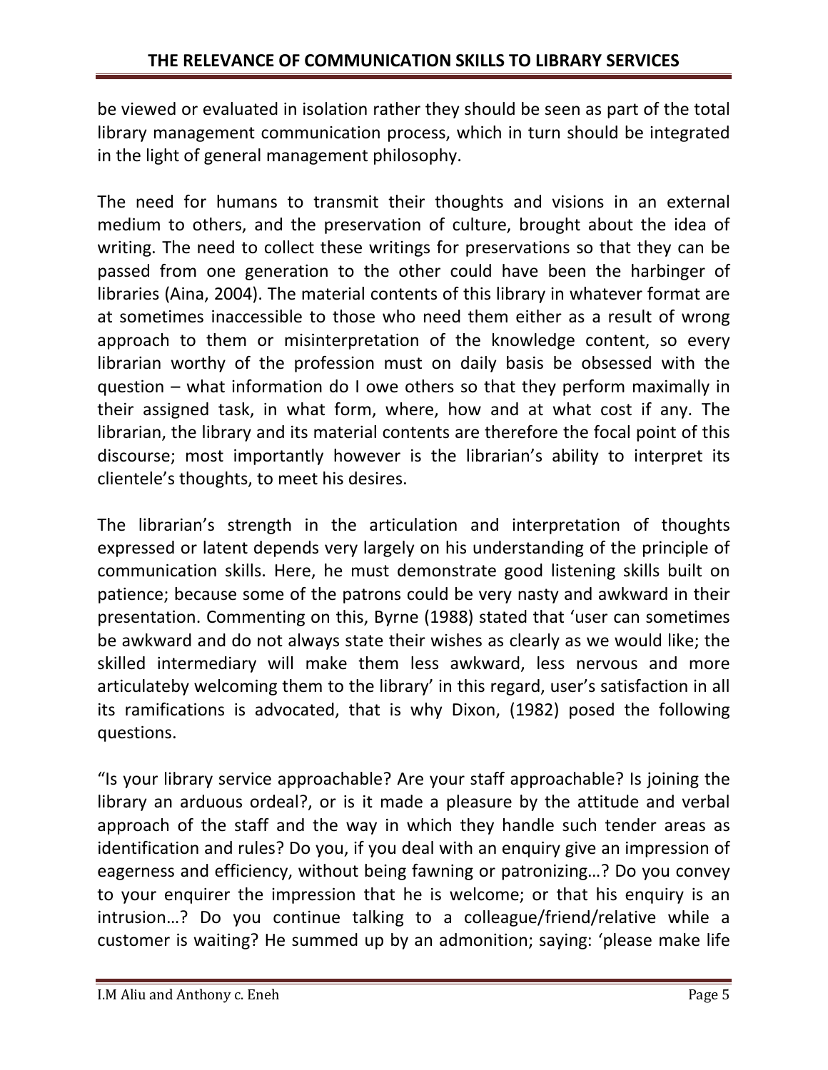be viewed or evaluated in isolation rather they should be seen as part of the total library management communication process, which in turn should be integrated in the light of general management philosophy.

The need for humans to transmit their thoughts and visions in an external medium to others, and the preservation of culture, brought about the idea of writing. The need to collect these writings for preservations so that they can be passed from one generation to the other could have been the harbinger of libraries (Aina, 2004). The material contents of this library in whatever format are at sometimes inaccessible to those who need them either as a result of wrong approach to them or misinterpretation of the knowledge content, so every librarian worthy of the profession must on daily basis be obsessed with the question – what information do I owe others so that they perform maximally in their assigned task, in what form, where, how and at what cost if any. The librarian, the library and its material contents are therefore the focal point of this discourse; most importantly however is the librarian's ability to interpret its clientele's thoughts, to meet his desires.

The librarian's strength in the articulation and interpretation of thoughts expressed or latent depends very largely on his understanding of the principle of communication skills. Here, he must demonstrate good listening skills built on patience; because some of the patrons could be very nasty and awkward in their presentation. Commenting on this, Byrne (1988) stated that 'user can sometimes be awkward and do not always state their wishes as clearly as we would like; the skilled intermediary will make them less awkward, less nervous and more articulateby welcoming them to the library' in this regard, user's satisfaction in all its ramifications is advocated, that is why Dixon, (1982) posed the following questions.

"Is your library service approachable? Are your staff approachable? Is joining the library an arduous ordeal?, or is it made a pleasure by the attitude and verbal approach of the staff and the way in which they handle such tender areas as identification and rules? Do you, if you deal with an enquiry give an impression of eagerness and efficiency, without being fawning or patronizing…? Do you convey to your enquirer the impression that he is welcome; or that his enquiry is an intrusion…? Do you continue talking to a colleague/friend/relative while a customer is waiting? He summed up by an admonition; saying: 'please make life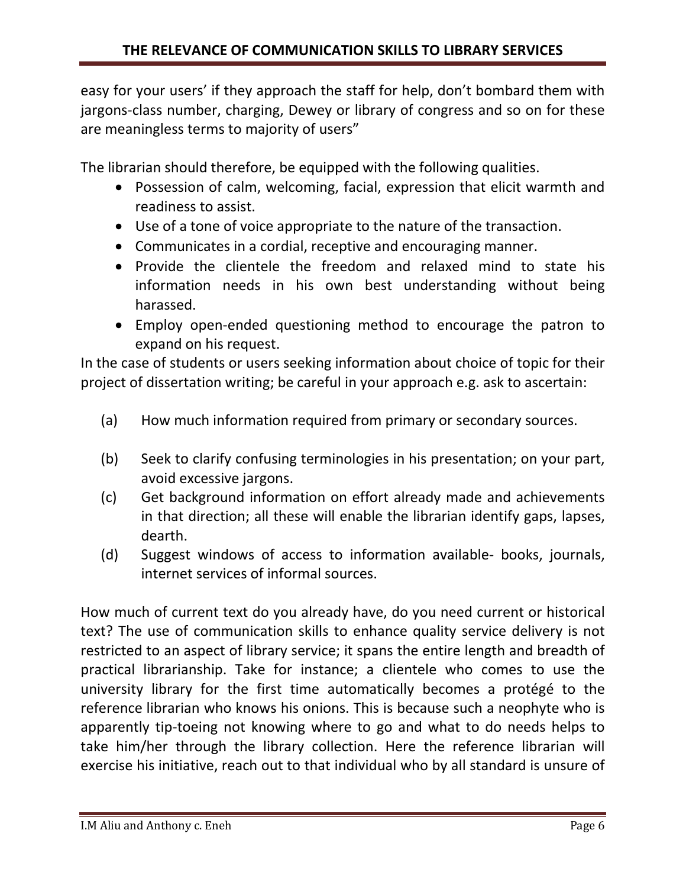easy for your users' if they approach the staff for help, don't bombard them with jargons-class number, charging, Dewey or library of congress and so on for these are meaningless terms to majority of users"

The librarian should therefore, be equipped with the following qualities.

- Possession of calm, welcoming, facial, expression that elicit warmth and readiness to assist.
- Use of a tone of voice appropriate to the nature of the transaction.
- Communicates in a cordial, receptive and encouraging manner.
- Provide the clientele the freedom and relaxed mind to state his information needs in his own best understanding without being harassed.
- Employ open-ended questioning method to encourage the patron to expand on his request.

In the case of students or users seeking information about choice of topic for their project of dissertation writing; be careful in your approach e.g. ask to ascertain:

(a) How much information required from primary or secondary sources.

(b) Seek to clarify confusing terminologies in his presentation; on your part, avoid excessive jargons.

(c) Get background information on effort already made and achievements in that direction; all these will enable the librarian identify gaps, lapses, dearth.

(d) Suggest windows of access to information available- books, journals, internet services of informal sources.

How much of current text do you already have, do you need current or historical text? The use of communication skills to enhance quality service delivery is not restricted to an aspect of library service; it spans the entire length and breadth of practical librarianship. Take for instance; a clientele who comes to use the university library for the first time automatically becomes a protégé to the reference librarian who knows his onions. This is because such a neophyte who is apparently tip-toeing not knowing where to go and what to do needs helps to take him/her through the library collection. Here the reference librarian will exercise his initiative, reach out to that individual who by all standard is unsure of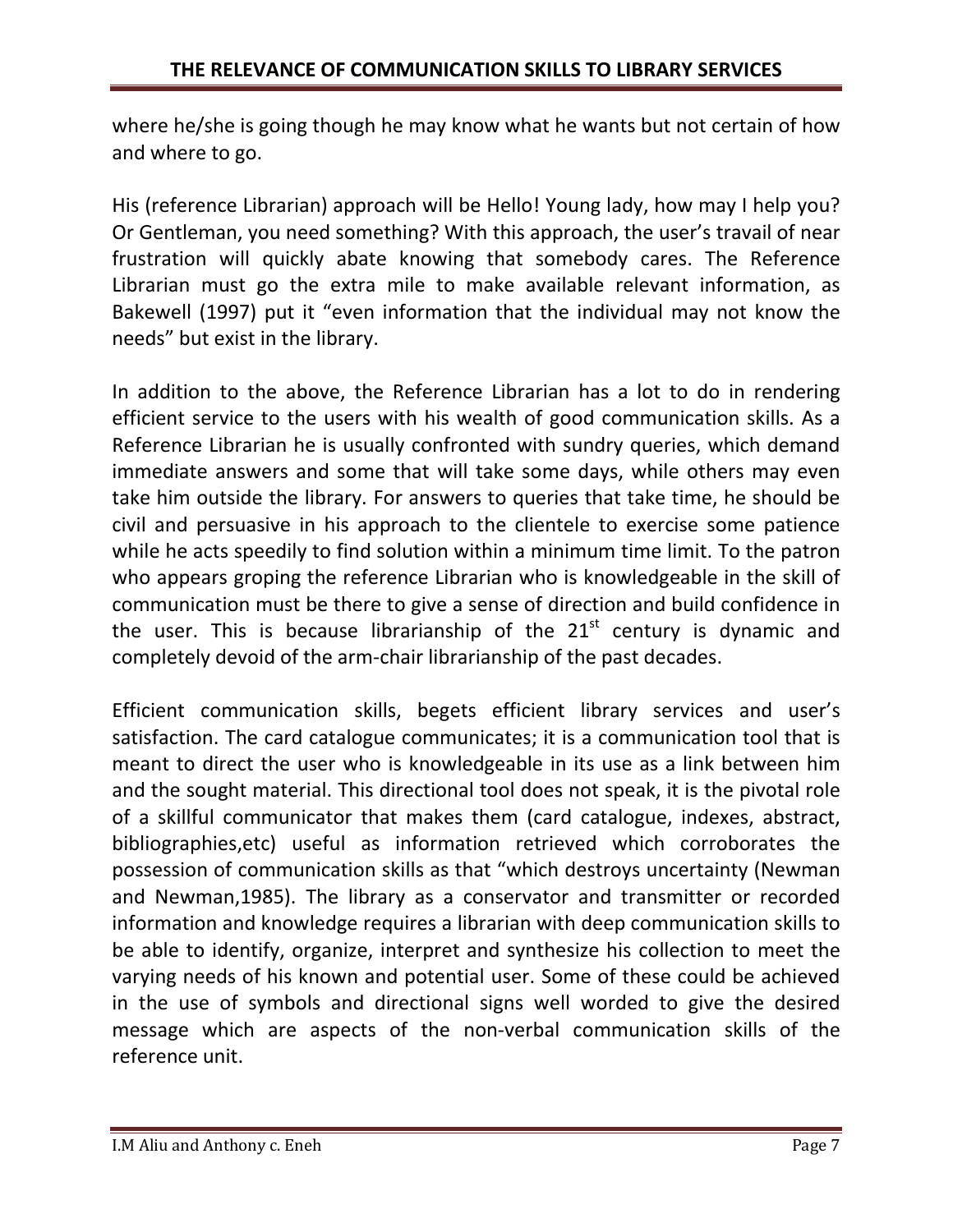where he/she is going though he may know what he wants but not certain of how and where to go.

His (reference Librarian) approach will be Hello! Young lady, how may I help you? Or Gentleman, you need something? With this approach, the user's travail of near frustration will quickly abate knowing that somebody cares. The Reference Librarian must go the extra mile to make available relevant information, as Bakewell (1997) put it "even information that the individual may not know the needs" but exist in the library.

In addition to the above, the Reference Librarian has a lot to do in rendering efficient service to the users with his wealth of good communication skills. As a Reference Librarian he is usually confronted with sundry queries, which demand immediate answers and some that will take some days, while others may even take him outside the library. For answers to queries that take time, he should be civil and persuasive in his approach to the clientele to exercise some patience while he acts speedily to find solution within a minimum time limit. To the patron who appears groping the reference Librarian who is knowledgeable in the skill of communication must be there to give a sense of direction and build confidence in the user. This is because librarianship of the 21st century is dynamic and completely devoid of the arm-chair librarianship of the past decades.

Efficient communication skills, begets efficient library services and user's satisfaction. The card catalogue communicates; it is a communication tool that is meant to direct the user who is knowledgeable in its use as a link between him and the sought material. This directional tool does not speak, it is the pivotal role of a skillful communicator that makes them (card catalogue, indexes, abstract, bibliographies,etc) useful as information retrieved which corroborates the possession of communication skills as that "which destroys uncertainty (Newman and Newman,1985). The library as a conservator and transmitter or recorded information and knowledge requires a librarian with deep communication skills to be able to identify, organize, interpret and synthesize his collection to meet the varying needs of his known and potential user. Some of these could be achieved in the use of symbols and directional signs well worded to give the desired message which are aspects of the non-verbal communication skills of the reference unit.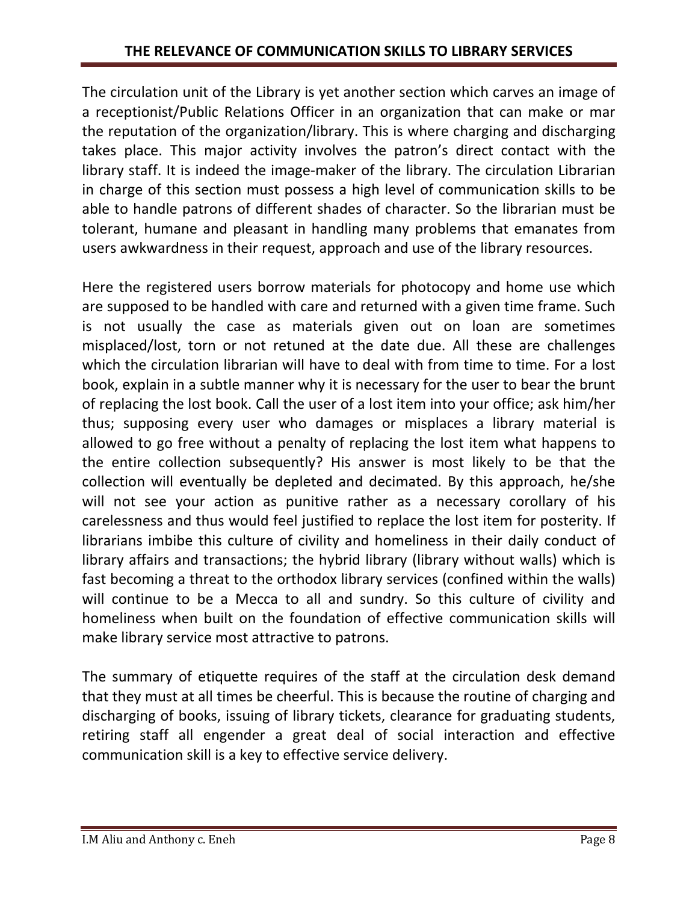The circulation unit of the Library is yet another section which carves an image of a receptionist/Public Relations Officer in an organization that can make or mar the reputation of the organization/library. This is where charging and discharging takes place. This major activity involves the patron's direct contact with the library staff. It is indeed the image-maker of the library. The circulation Librarian in charge of this section must possess a high level of communication skills to be able to handle patrons of different shades of character. So the librarian must be tolerant, humane and pleasant in handling many problems that emanates from users awkwardness in their request, approach and use of the library resources.

Here the registered users borrow materials for photocopy and home use which are supposed to be handled with care and returned with a given time frame. Such is not usually the case as materials given out on loan are sometimes misplaced/lost, torn or not retuned at the date due. All these are challenges which the circulation librarian will have to deal with from time to time. For a lost book, explain in a subtle manner why it is necessary for the user to bear the brunt of replacing the lost book. Call the user of a lost item into your office; ask him/her thus; supposing every user who damages or misplaces a library material is allowed to go free without a penalty of replacing the lost item what happens to the entire collection subsequently? His answer is most likely to be that the collection will eventually be depleted and decimated. By this approach, he/she will not see your action as punitive rather as a necessary corollary of his carelessness and thus would feel justified to replace the lost item for posterity. If librarians imbibe this culture of civility and homeliness in their daily conduct of library affairs and transactions; the hybrid library (library without walls) which is fast becoming a threat to the orthodox library services (confined within the walls) will continue to be a Mecca to all and sundry. So this culture of civility and homeliness when built on the foundation of effective communication skills will make library service most attractive to patrons.

The summary of etiquette requires of the staff at the circulation desk demand that they must at all times be cheerful. This is because the routine of charging and discharging of books, issuing of library tickets, clearance for graduating students, retiring staff all engender a great deal of social interaction and effective communication skill is a key to effective service delivery.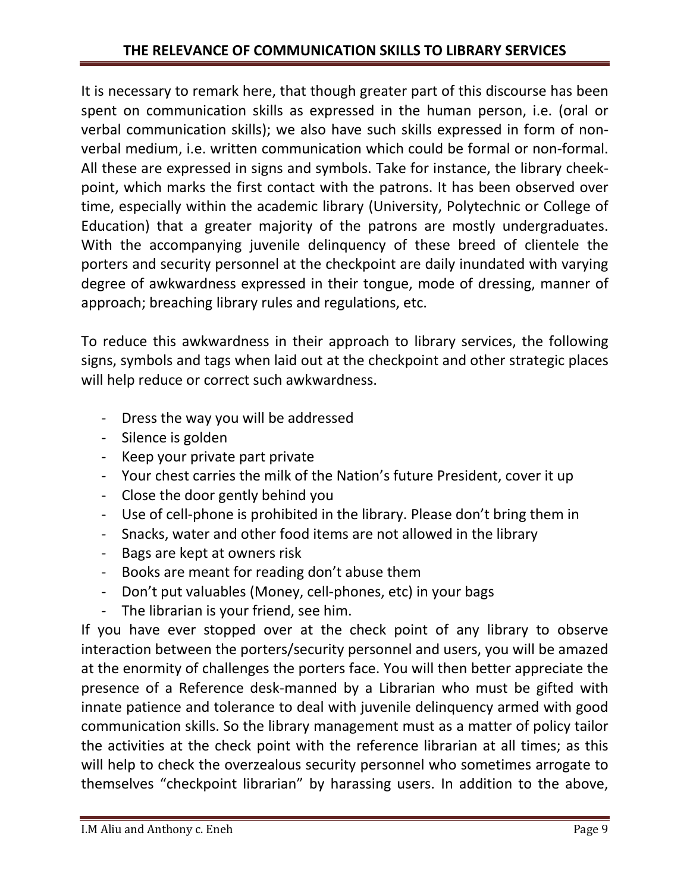It is necessary to remark here, that though greater part of this discourse has been spent on communication skills as expressed in the human person, i.e. (oral or verbal communication skills); we also have such skills expressed in form of non-verbal medium, i.e. written communication which could be formal or non-formal. All these are expressed in signs and symbols. Take for instance, the library cheek-point, which marks the first contact with the patrons. It has been observed over time, especially within the academic library (University, Polytechnic or College of Education) that a greater majority of the patrons are mostly undergraduates. With the accompanying juvenile delinquency of these breed of clientele the porters and security personnel at the checkpoint are daily inundated with varying degree of awkwardness expressed in their tongue, mode of dressing, manner of approach; breaching library rules and regulations, etc.

To reduce this awkwardness in their approach to library services, the following signs, symbols and tags when laid out at the checkpoint and other strategic places will help reduce or correct such awkwardness.

- Dress the way you will be addressed
- Silence is golden
- Keep your private part private
- Your chest carries the milk of the Nation's future President, cover it up
- Close the door gently behind you
- Use of cell-phone is prohibited in the library. Please don't bring them in
- Snacks, water and other food items are not allowed in the library
- Bags are kept at owners risk
- Books are meant for reading don't abuse them
- Don't put valuables (Money, cell-phones, etc) in your bags
- The librarian is your friend, see him.

If you have ever stopped over at the check point of any library to observe interaction between the porters/security personnel and users, you will be amazed at the enormity of challenges the porters face. You will then better appreciate the presence of a Reference desk-manned by a Librarian who must be gifted with innate patience and tolerance to deal with juvenile delinquency armed with good communication skills. So the library management must as a matter of policy tailor the activities at the check point with the reference librarian at all times; as this will help to check the overzealous security personnel who sometimes arrogate to themselves "checkpoint librarian" by harassing users. In addition to the above,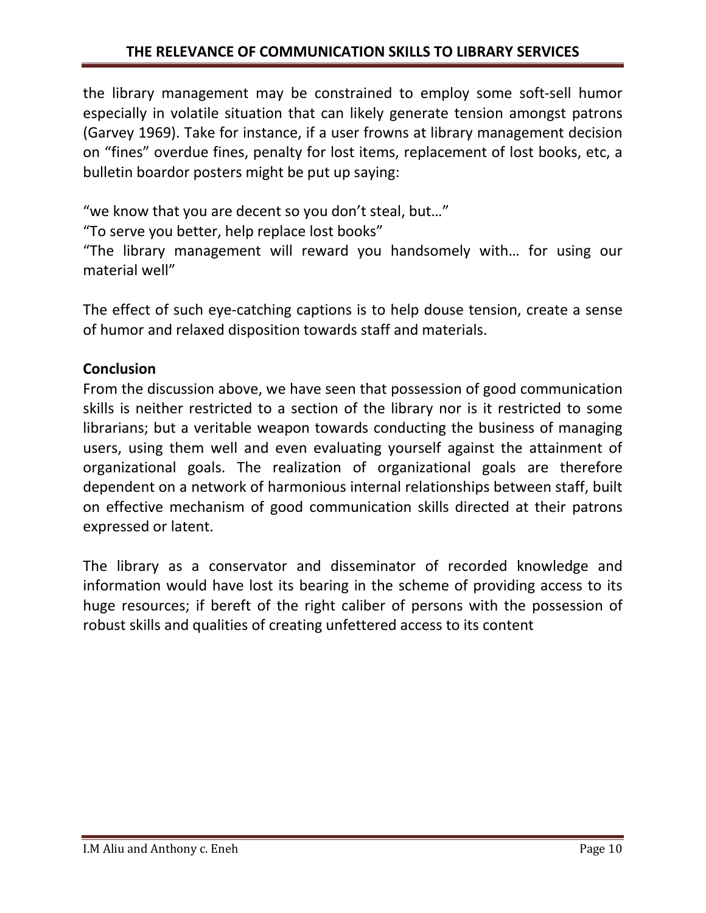the library management may be constrained to employ some soft-sell humor especially in volatile situation that can likely generate tension amongst patrons (Garvey 1969). Take for instance, if a user frowns at library management decision on "fines" overdue fines, penalty for lost items, replacement of lost books, etc, a bulletin boardor posters might be put up saying:

"we know that you are decent so you don't steal, but…"
"To serve you better, help replace lost books"
"The library management will reward you handsomely with… for using our material well"

The effect of such eye-catching captions is to help douse tension, create a sense of humor and relaxed disposition towards staff and materials.

**Conclusion**

From the discussion above, we have seen that possession of good communication skills is neither restricted to a section of the library nor is it restricted to some librarians; but a veritable weapon towards conducting the business of managing users, using them well and even evaluating yourself against the attainment of organizational goals. The realization of organizational goals are therefore dependent on a network of harmonious internal relationships between staff, built on effective mechanism of good communication skills directed at their patrons expressed or latent.

The library as a conservator and disseminator of recorded knowledge and information would have lost its bearing in the scheme of providing access to its huge resources; if bereft of the right caliber of persons with the possession of robust skills and qualities of creating unfettered access to its content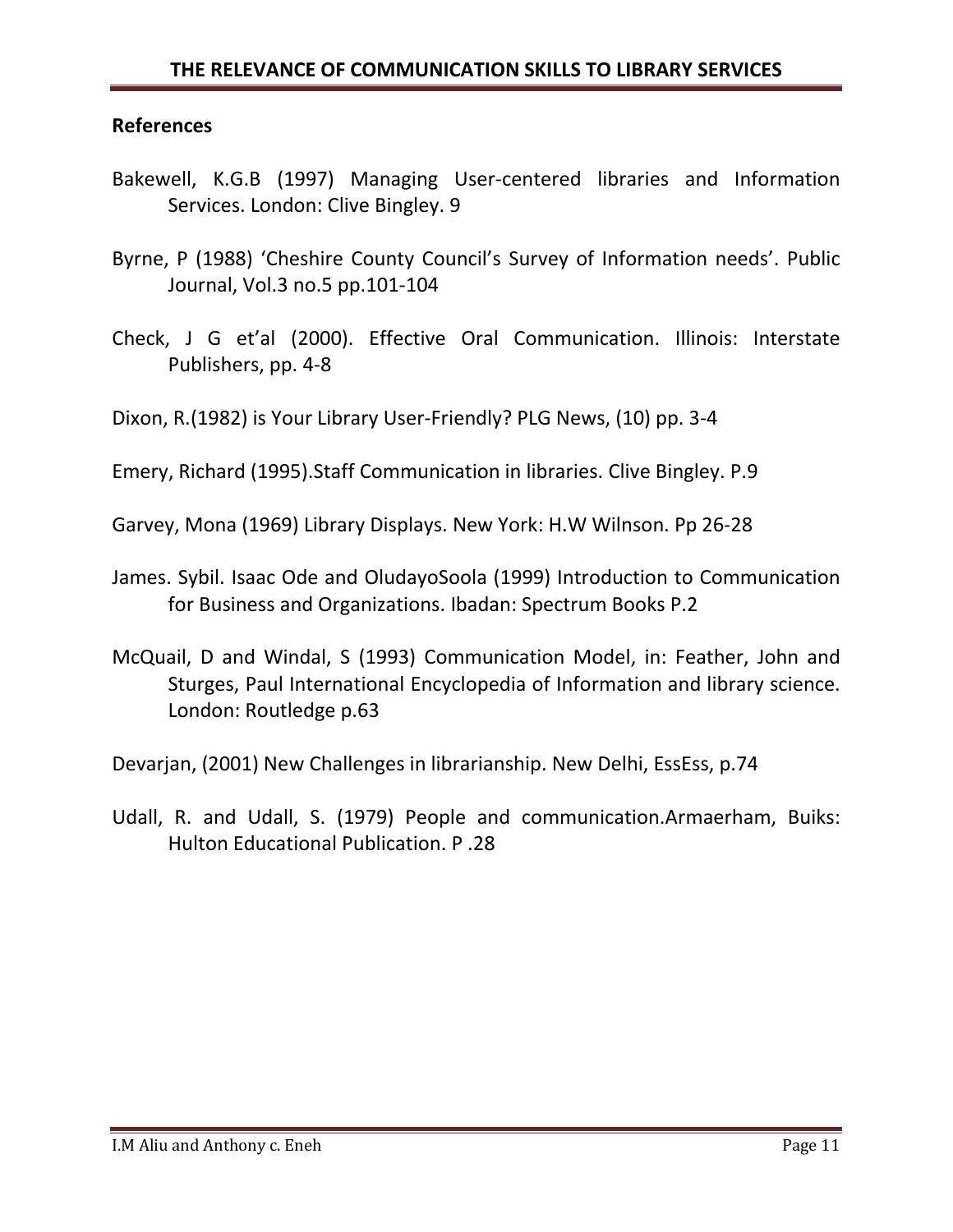## References

Bakewell, K.G.B (1997) Managing User-centered libraries and Information Services. London: Clive Bingley. 9

Byrne, P (1988) 'Cheshire County Council's Survey of Information needs'. Public Journal, Vol.3 no.5 pp.101-104

Check, J G et'al (2000). Effective Oral Communication. Illinois: Interstate Publishers, pp. 4-8

Dixon, R.(1982) is Your Library User-Friendly? PLG News, (10) pp. 3-4

Emery, Richard (1995).Staff Communication in libraries. Clive Bingley. P.9

Garvey, Mona (1969) Library Displays. New York: H.W Wilnson. Pp 26-28

James. Sybil. Isaac Ode and OludayoSoola (1999) Introduction to Communication for Business and Organizations. Ibadan: Spectrum Books P.2

McQuail, D and Windal, S (1993) Communication Model, in: Feather, John and Sturges, Paul International Encyclopedia of Information and library science. London: Routledge p.63

Devarjan, (2001) New Challenges in librarianship. New Delhi, EssEss, p.74

Udall, R. and Udall, S. (1979) People and communication.Armaerham, Buiks: Hulton Educational Publication. P .28